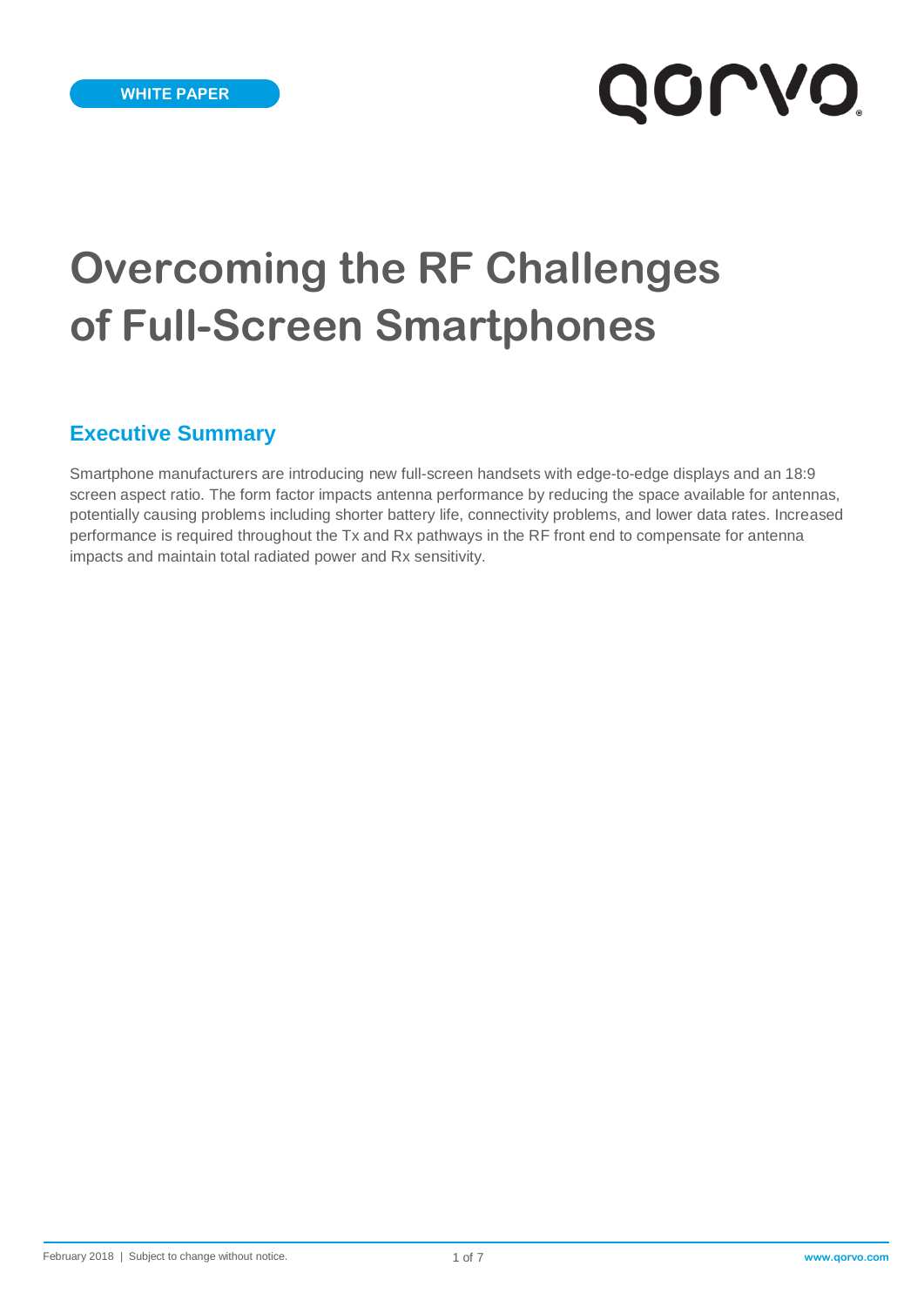WHITE PAPER

# Overcoming the RF Challenges of Full-Screen Smartphones

## Executive Summary

Smartphone manufacturers are introducing new full-screen handsets with edge-to-edge displays and an 18:9 screen aspect ratio. The form factor impacts antenna performance by reducing the space available for antennas, potentially causing problems including shorter battery life, connectivity problems, and lower data rates. Increased performance is required throughout the Tx and Rx pathways in the RF front end to compensate for antenna impacts and maintain total radiated power and Rx sensitivity.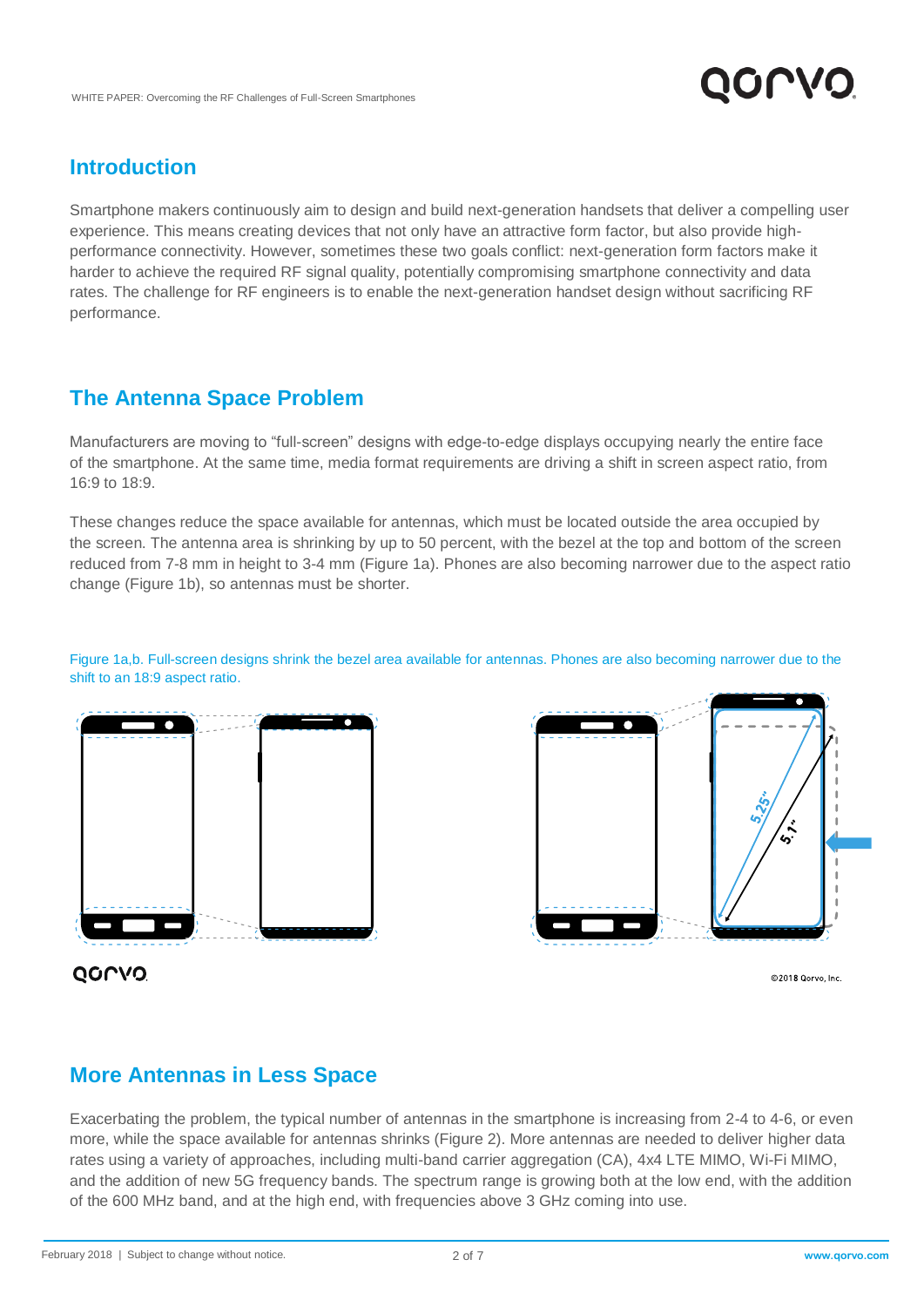## Introduction

Smartphone makers continuously aim to design and build next-generation handsets that deliver a compelling user experience. This means creating devices that not only have an attractive form factor, but also provide high-performance connectivity. However, sometimes these two goals conflict: next-generation form factors make it harder to achieve the required RF signal quality, potentially compromising smartphone connectivity and data rates. The challenge for RF engineers is to enable the next-generation handset design without sacrificing RF performance.

## The Antenna Space Problem

Manufacturers are moving to "full-screen" designs with edge-to-edge displays occupying nearly the entire face of the smartphone. At the same time, media format requirements are driving a shift in screen aspect ratio, from 16:9 to 18:9.

These changes reduce the space available for antennas, which must be located outside the area occupied by the screen. The antenna area is shrinking by up to 50 percent, with the bezel at the top and bottom of the screen reduced from 7-8 mm in height to 3-4 mm (Figure 1a). Phones are also becoming narrower due to the aspect ratio change (Figure 1b), so antennas must be shorter.

Figure 1a,b. Full-screen designs shrink the bezel area available for antennas. Phones are also becoming narrower due to the shift to an 18:9 aspect ratio.

## More Antennas in Less Space

Exacerbating the problem, the typical number of antennas in the smartphone is increasing from 2-4 to 4-6, or even more, while the space available for antennas shrinks (Figure 2). More antennas are needed to deliver higher data rates using a variety of approaches, including multi-band carrier aggregation (CA), 4x4 LTE MIMO, Wi-Fi MIMO, and the addition of new 5G frequency bands. The spectrum range is growing both at the low end, with the addition of the 600 MHz band, and at the high end, with frequencies above 3 GHz coming into use.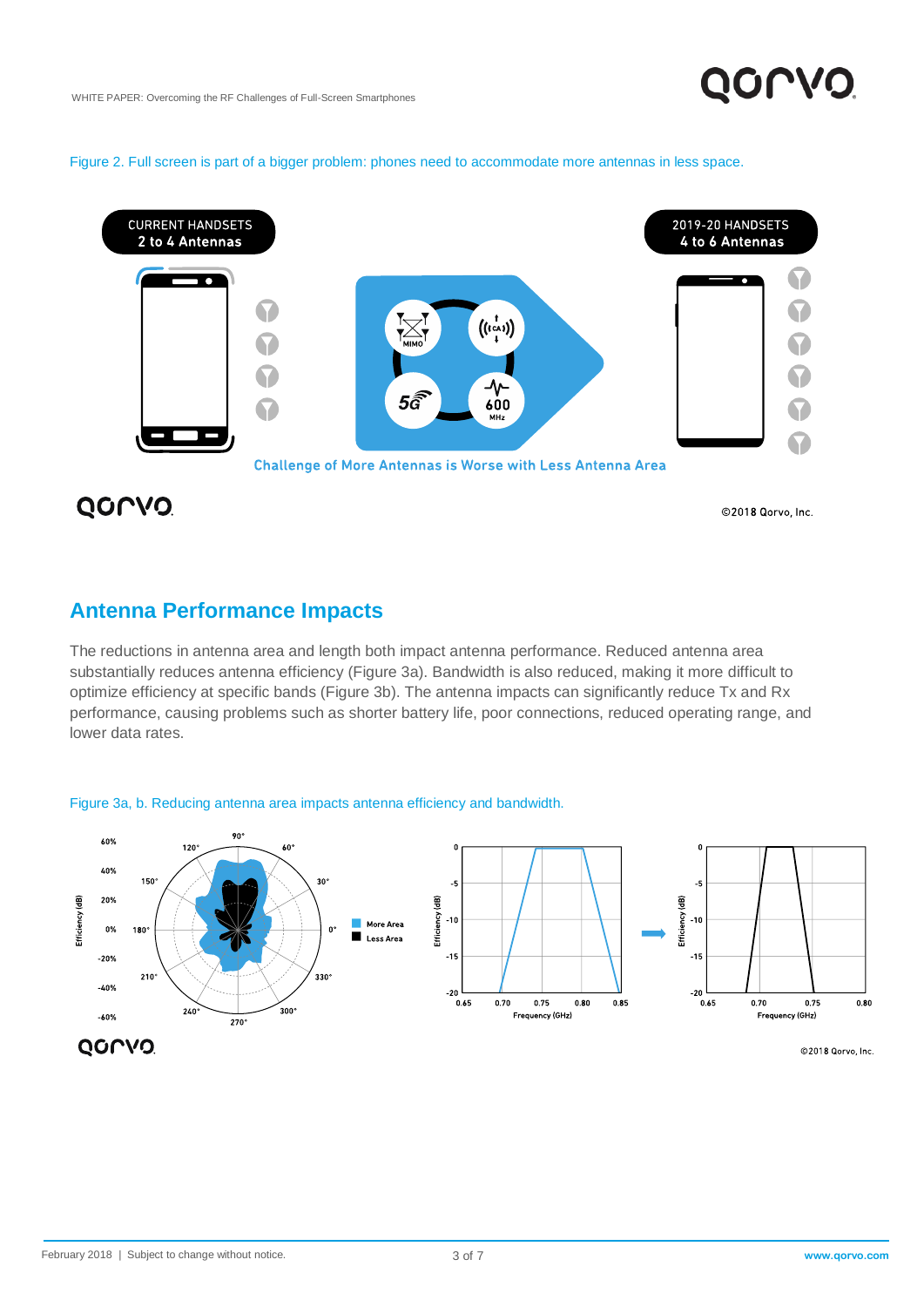Figure 2. Full screen is part of a bigger problem: phones need to accommodate more antennas in less space.

CURRENT HANDSETS
2 to 4 Antennas

2019-20 HANDSETS
4 to 6 Antennas

MIMO

5G

600 MHz

Challenge of More Antennas is Worse with Less Antenna Area

©2018 Qorvo, Inc.

## Antenna Performance Impacts

The reductions in antenna area and length both impact antenna performance. Reduced antenna area substantially reduces antenna efficiency (Figure 3a). Bandwidth is also reduced, making it more difficult to optimize efficiency at specific bands (Figure 3b). The antenna impacts can significantly reduce Tx and Rx performance, causing problems such as shorter battery life, poor connections, reduced operating range, and lower data rates.

Figure 3a, b. Reducing antenna area impacts antenna efficiency and bandwidth.

More Area

Less Area

Efficiency (dB)

Frequency (GHz)

©2018 Qorvo, Inc.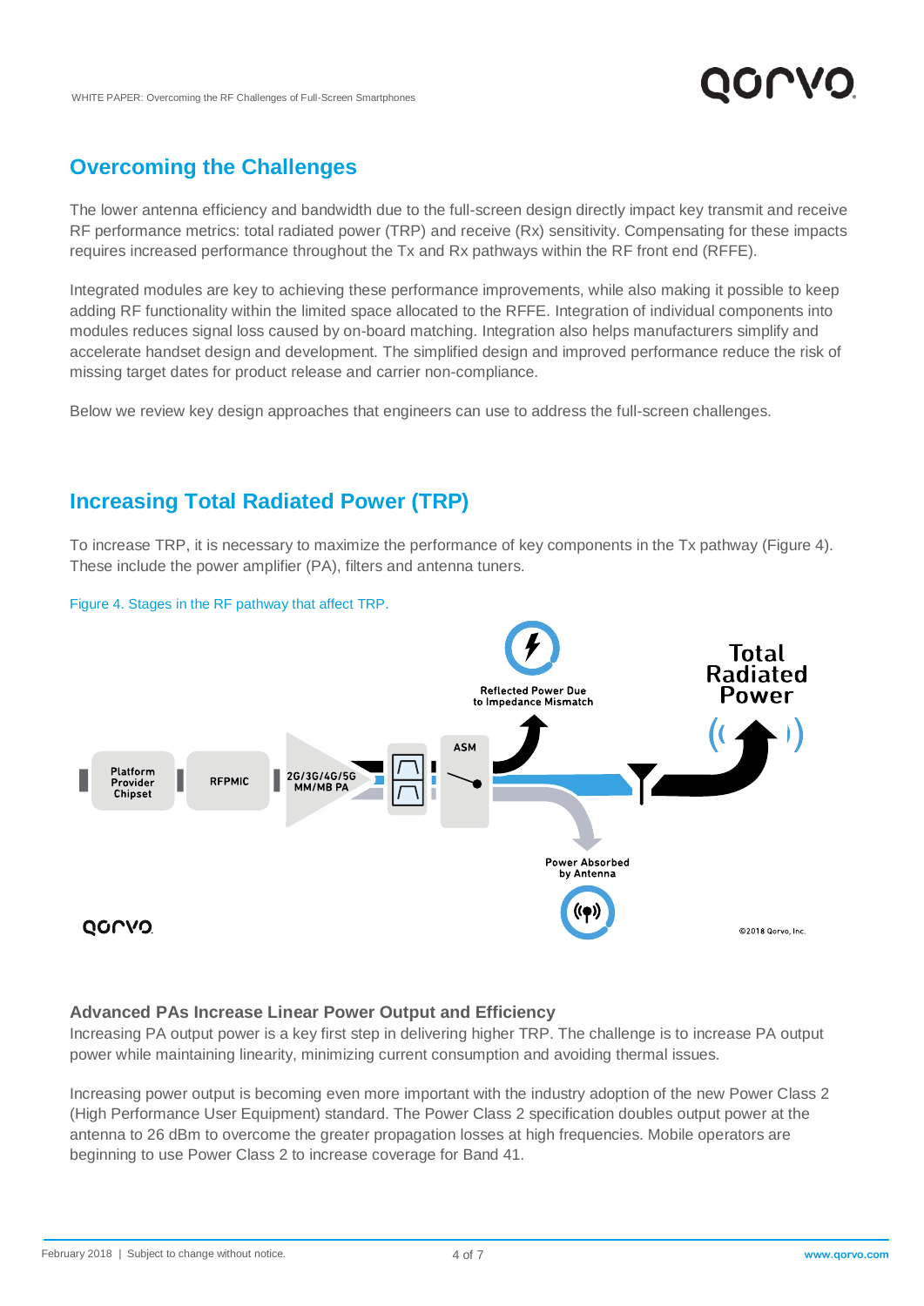## Overcoming the Challenges

The lower antenna efficiency and bandwidth due to the full-screen design directly impact key transmit and receive RF performance metrics: total radiated power (TRP) and receive (Rx) sensitivity. Compensating for these impacts requires increased performance throughout the Tx and Rx pathways within the RF front end (RFFE).

Integrated modules are key to achieving these performance improvements, while also making it possible to keep adding RF functionality within the limited space allocated to the RFFE. Integration of individual components into modules reduces signal loss caused by on-board matching. Integration also helps manufacturers simplify and accelerate handset design and development. The simplified design and improved performance reduce the risk of missing target dates for product release and carrier non-compliance.

Below we review key design approaches that engineers can use to address the full-screen challenges.

## Increasing Total Radiated Power (TRP)

To increase TRP, it is necessary to maximize the performance of key components in the Tx pathway (Figure 4). These include the power amplifier (PA), filters and antenna tuners.

Figure 4. Stages in the RF pathway that affect TRP.

### Advanced PAs Increase Linear Power Output and Efficiency

Increasing PA output power is a key first step in delivering higher TRP. The challenge is to increase PA output power while maintaining linearity, minimizing current consumption and avoiding thermal issues.

Increasing power output is becoming even more important with the industry adoption of the new Power Class 2 (High Performance User Equipment) standard. The Power Class 2 specification doubles output power at the antenna to 26 dBm to overcome the greater propagation losses at high frequencies. Mobile operators are beginning to use Power Class 2 to increase coverage for Band 41.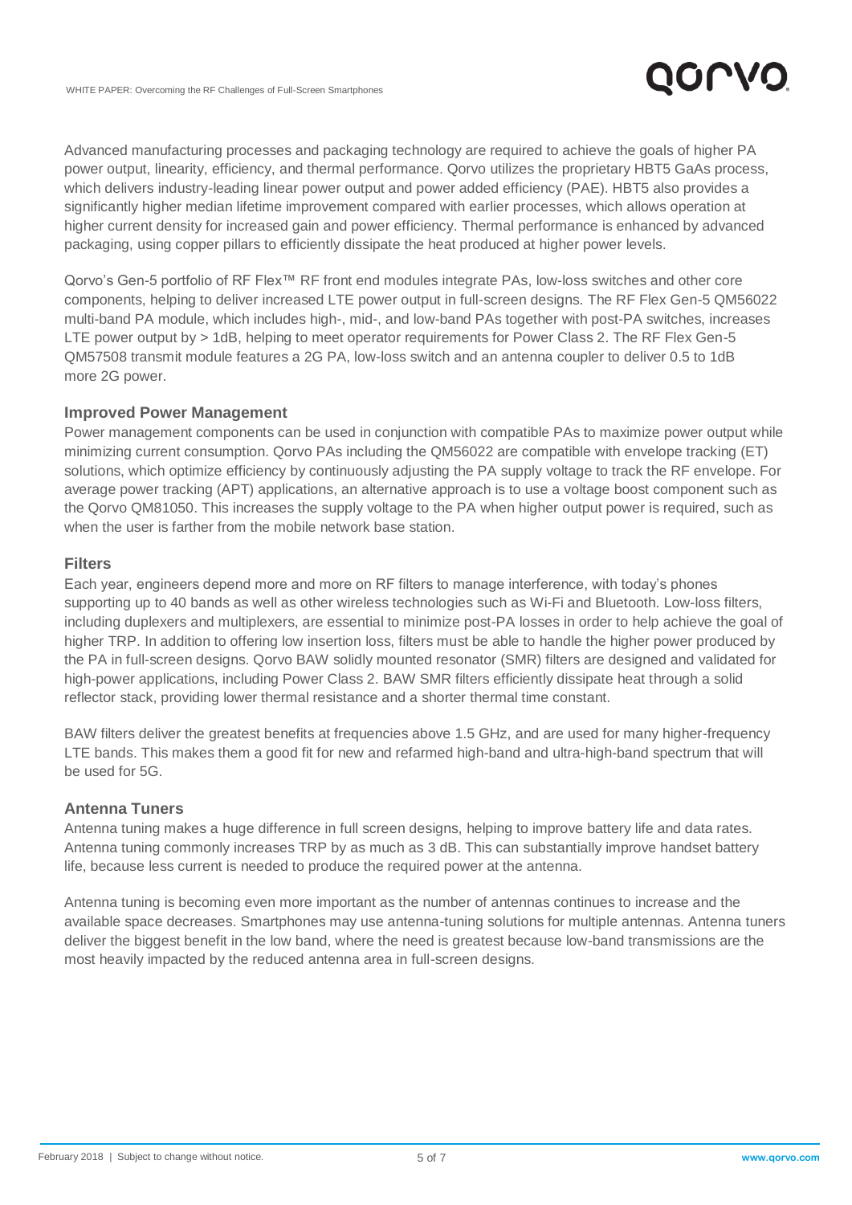Advanced manufacturing processes and packaging technology are required to achieve the goals of higher PA power output, linearity, efficiency, and thermal performance. Qorvo utilizes the proprietary HBT5 GaAs process, which delivers industry-leading linear power output and power added efficiency (PAE). HBT5 also provides a significantly higher median lifetime improvement compared with earlier processes, which allows operation at higher current density for increased gain and power efficiency. Thermal performance is enhanced by advanced packaging, using copper pillars to efficiently dissipate the heat produced at higher power levels.

Qorvo's Gen-5 portfolio of RF Flex™ RF front end modules integrate PAs, low-loss switches and other core components, helping to deliver increased LTE power output in full-screen designs. The RF Flex Gen-5 QM56022 multi-band PA module, which includes high-, mid-, and low-band PAs together with post-PA switches, increases LTE power output by > 1dB, helping to meet operator requirements for Power Class 2. The RF Flex Gen-5 QM57508 transmit module features a 2G PA, low-loss switch and an antenna coupler to deliver 0.5 to 1dB more 2G power.

### Improved Power Management

Power management components can be used in conjunction with compatible PAs to maximize power output while minimizing current consumption. Qorvo PAs including the QM56022 are compatible with envelope tracking (ET) solutions, which optimize efficiency by continuously adjusting the PA supply voltage to track the RF envelope. For average power tracking (APT) applications, an alternative approach is to use a voltage boost component such as the Qorvo QM81050. This increases the supply voltage to the PA when higher output power is required, such as when the user is farther from the mobile network base station.

### Filters

Each year, engineers depend more and more on RF filters to manage interference, with today's phones supporting up to 40 bands as well as other wireless technologies such as Wi-Fi and Bluetooth. Low-loss filters, including duplexers and multiplexers, are essential to minimize post-PA losses in order to help achieve the goal of higher TRP. In addition to offering low insertion loss, filters must be able to handle the higher power produced by the PA in full-screen designs. Qorvo BAW solidly mounted resonator (SMR) filters are designed and validated for high-power applications, including Power Class 2. BAW SMR filters efficiently dissipate heat through a solid reflector stack, providing lower thermal resistance and a shorter thermal time constant.

BAW filters deliver the greatest benefits at frequencies above 1.5 GHz, and are used for many higher-frequency LTE bands. This makes them a good fit for new and refarmed high-band and ultra-high-band spectrum that will be used for 5G.

### Antenna Tuners

Antenna tuning makes a huge difference in full screen designs, helping to improve battery life and data rates. Antenna tuning commonly increases TRP by as much as 3 dB. This can substantially improve handset battery life, because less current is needed to produce the required power at the antenna.

Antenna tuning is becoming even more important as the number of antennas continues to increase and the available space decreases. Smartphones may use antenna-tuning solutions for multiple antennas. Antenna tuners deliver the biggest benefit in the low band, where the need is greatest because low-band transmissions are the most heavily impacted by the reduced antenna area in full-screen designs.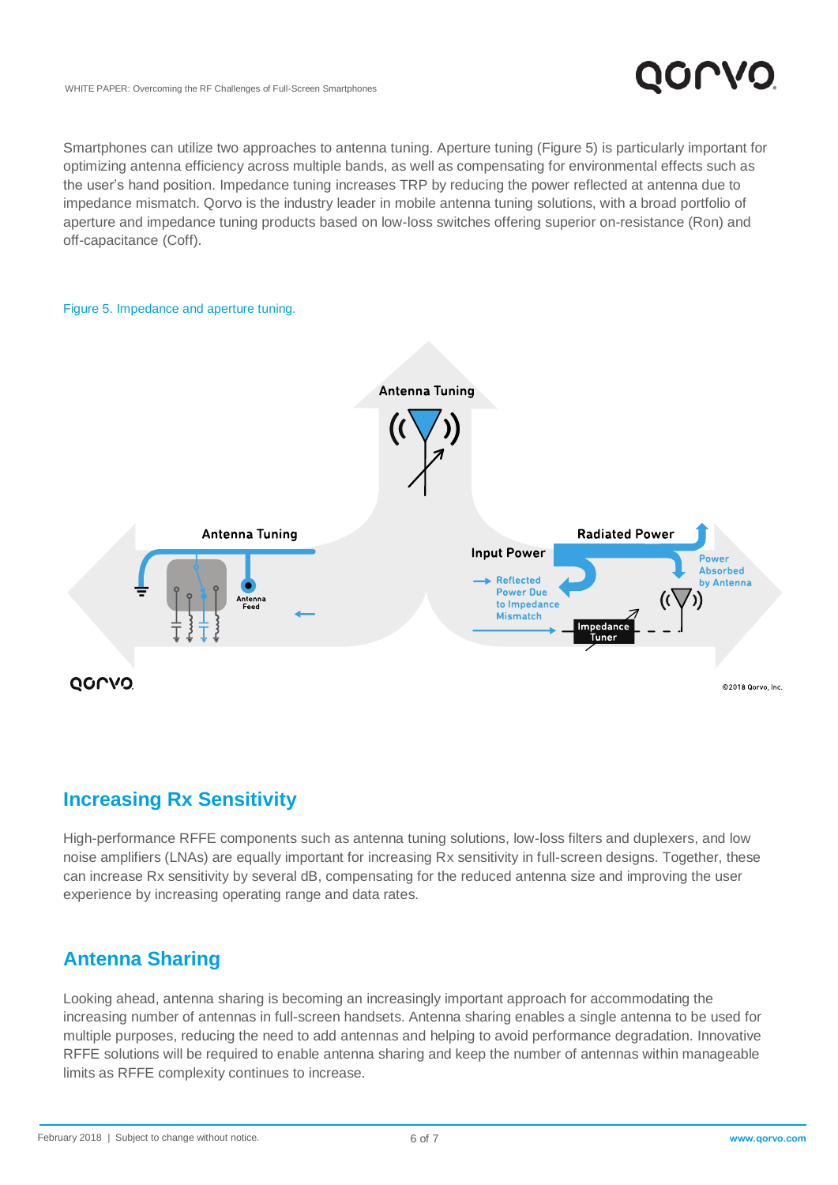Smartphones can utilize two approaches to antenna tuning. Aperture tuning (Figure 5) is particularly important for optimizing antenna efficiency across multiple bands, as well as compensating for environmental effects such as the user's hand position. Impedance tuning increases TRP by reducing the power reflected at antenna due to impedance mismatch. Qorvo is the industry leader in mobile antenna tuning solutions, with a broad portfolio of aperture and impedance tuning products based on low-loss switches offering superior on-resistance (Ron) and off-capacitance (Coff).

Figure 5. Impedance and aperture tuning.

## Increasing Rx Sensitivity

High-performance RFFE components such as antenna tuning solutions, low-loss filters and duplexers, and low noise amplifiers (LNAs) are equally important for increasing Rx sensitivity in full-screen designs. Together, these can increase Rx sensitivity by several dB, compensating for the reduced antenna size and improving the user experience by increasing operating range and data rates.

## Antenna Sharing

Looking ahead, antenna sharing is becoming an increasingly important approach for accommodating the increasing number of antennas in full-screen handsets. Antenna sharing enables a single antenna to be used for multiple purposes, reducing the need to add antennas and helping to avoid performance degradation. Innovative RFFE solutions will be required to enable antenna sharing and keep the number of antennas within manageable limits as RFFE complexity continues to increase.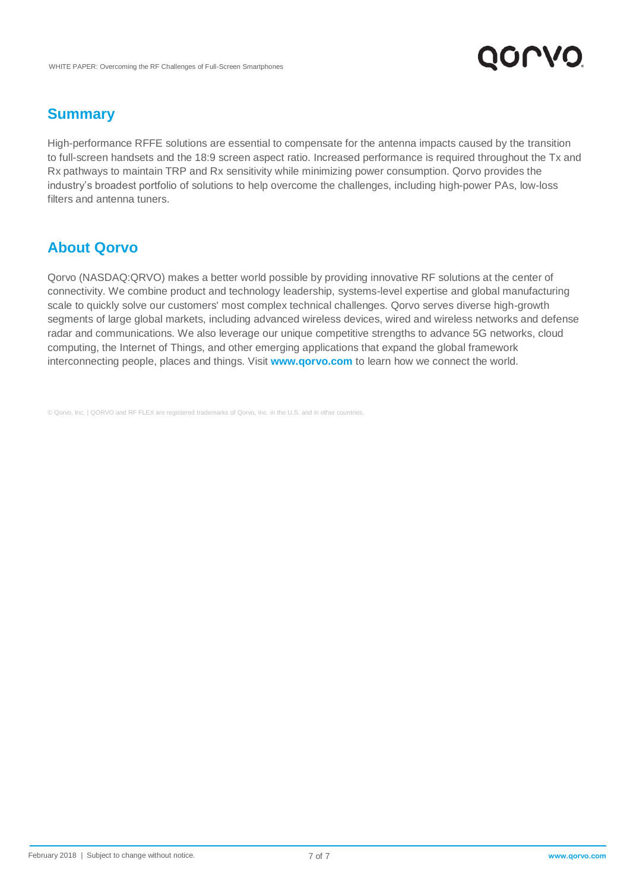## Summary

High-performance RFFE solutions are essential to compensate for the antenna impacts caused by the transition to full-screen handsets and the 18:9 screen aspect ratio. Increased performance is required throughout the Tx and Rx pathways to maintain TRP and Rx sensitivity while minimizing power consumption. Qorvo provides the industry's broadest portfolio of solutions to help overcome the challenges, including high-power PAs, low-loss filters and antenna tuners.

## About Qorvo

Qorvo (NASDAQ:QRVO) makes a better world possible by providing innovative RF solutions at the center of connectivity. We combine product and technology leadership, systems-level expertise and global manufacturing scale to quickly solve our customers' most complex technical challenges. Qorvo serves diverse high-growth segments of large global markets, including advanced wireless devices, wired and wireless networks and defense radar and communications. We also leverage our unique competitive strengths to advance 5G networks, cloud computing, the Internet of Things, and other emerging applications that expand the global framework interconnecting people, places and things. Visit **www.qorvo.com** to learn how we connect the world.

© Qorvo, Inc. | QORVO and RF FLEX are registered trademarks of Qorvo, Inc. in the U.S. and in other countries.